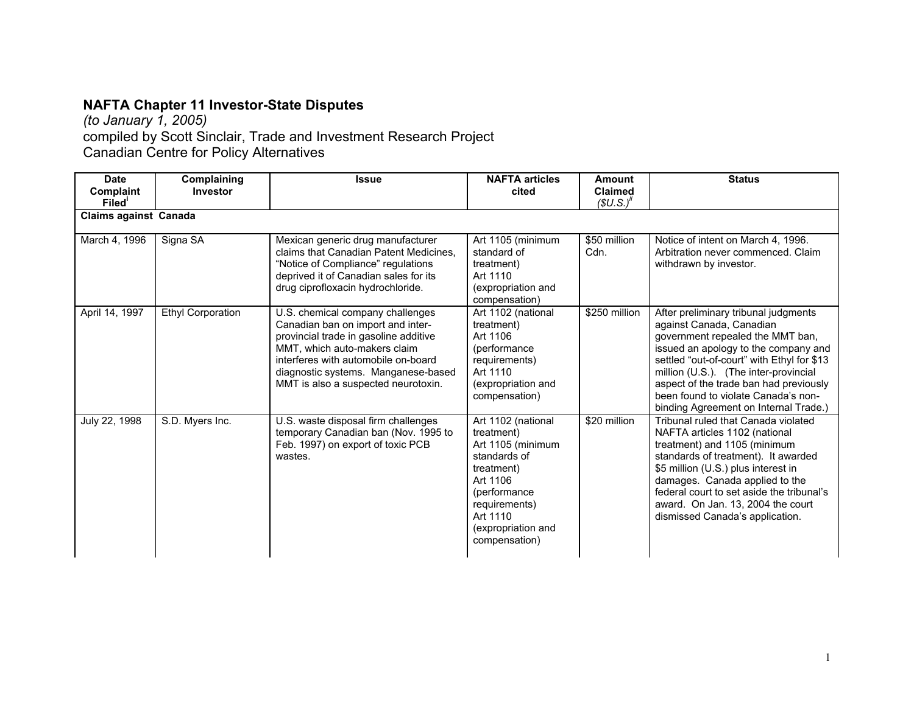# NAFTA Chapter 11 Investor-State Disputes

*(to January 1, 2005)*

compiled by Scott Sinclair, Trade and Investment Research Project

Canadian Centre for Policy Alternatives

| Date Complaint Filed[i] | Complaining Investor | Issue | NAFTA articles cited | Amount Claimed *($U.S.)[ii]* | Status |
|---|---|---|---|---|---|
| **Claims against Canada** | | | | | |
| March 4, 1996 | Signa SA | Mexican generic drug manufacturer claims that Canadian Patent Medicines, "Notice of Compliance" regulations deprived it of Canadian sales for its drug ciprofloxacin hydrochloride. | Art 1105 (minimum standard of treatment) Art 1110 (expropriation and compensation) | $50 million Cdn. | Notice of intent on March 4, 1996. Arbitration never commenced. Claim withdrawn by investor. |
| April 14, 1997 | Ethyl Corporation | U.S. chemical company challenges Canadian ban on import and inter-provincial trade in gasoline additive MMT, which auto-makers claim interferes with automobile on-board diagnostic systems. Manganese-based MMT is also a suspected neurotoxin. | Art 1102 (national treatment) Art 1106 (performance requirements) Art 1110 (expropriation and compensation) | $250 million | After preliminary tribunal judgments against Canada, Canadian government repealed the MMT ban, issued an apology to the company and settled "out-of-court" with Ethyl for $13 million (U.S.). (The inter-provincial aspect of the trade ban had previously been found to violate Canada's non-binding Agreement on Internal Trade.) |
| July 22, 1998 | S.D. Myers Inc. | U.S. waste disposal firm challenges temporary Canadian ban (Nov. 1995 to Feb. 1997) on export of toxic PCB wastes. | Art 1102 (national treatment) Art 1105 (minimum standards of treatment) Art 1106 (performance requirements) Art 1110 (expropriation and compensation) | $20 million | Tribunal ruled that Canada violated NAFTA articles 1102 (national treatment) and 1105 (minimum standards of treatment). It awarded $5 million (U.S.) plus interest in damages. Canada applied to the federal court to set aside the tribunal's award. On Jan. 13, 2004 the court dismissed Canada's application. |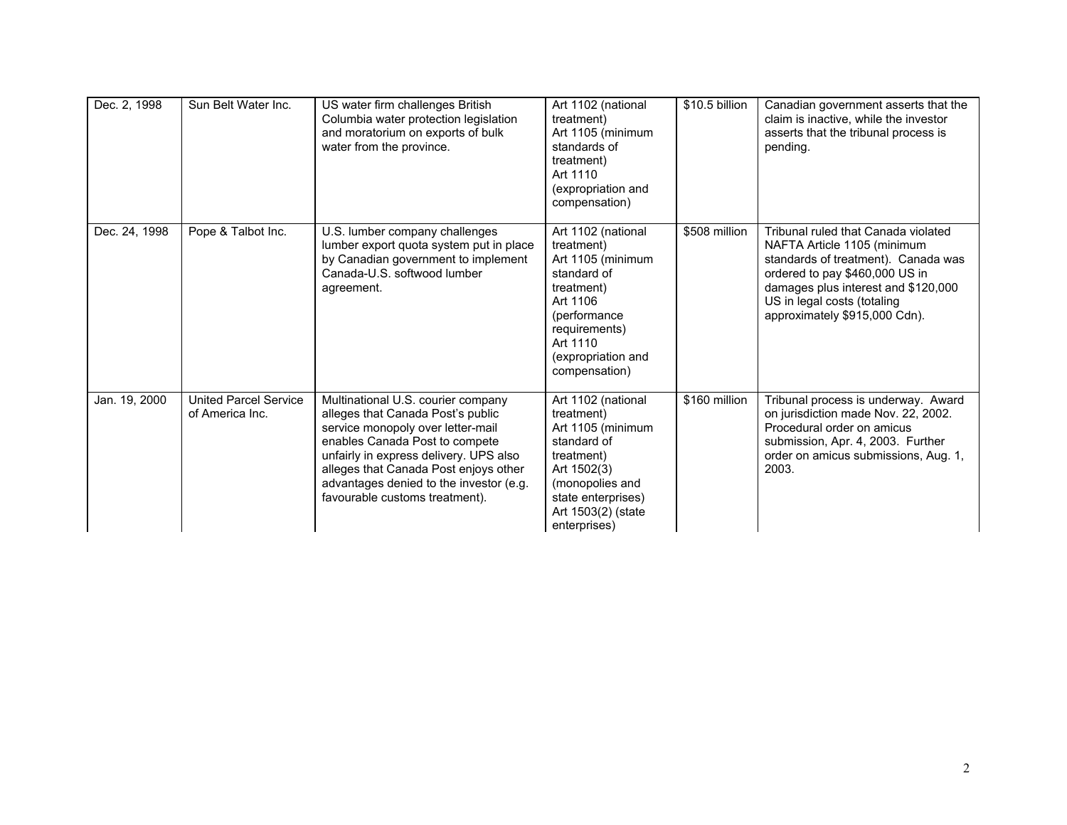| | | | | | |
|---|---|---|---|---|---|
| Dec. 2, 1998 | Sun Belt Water Inc. | US water firm challenges British Columbia water protection legislation and moratorium on exports of bulk water from the province. | Art 1102 (national treatment)<br>Art 1105 (minimum standards of treatment)<br>Art 1110 (expropriation and compensation) | $10.5 billion | Canadian government asserts that the claim is inactive, while the investor asserts that the tribunal process is pending. |
| Dec. 24, 1998 | Pope & Talbot Inc. | U.S. lumber company challenges lumber export quota system put in place by Canadian government to implement Canada-U.S. softwood lumber agreement. | Art 1102 (national treatment)<br>Art 1105 (minimum standard of treatment)<br>Art 1106 (performance requirements)<br>Art 1110 (expropriation and compensation) | $508 million | Tribunal ruled that Canada violated NAFTA Article 1105 (minimum standards of treatment). Canada was ordered to pay $460,000 US in damages plus interest and $120,000 US in legal costs (totaling approximately $915,000 Cdn). |
| Jan. 19, 2000 | United Parcel Service of America Inc. | Multinational U.S. courier company alleges that Canada Post's public service monopoly over letter-mail enables Canada Post to compete unfairly in express delivery. UPS also alleges that Canada Post enjoys other advantages denied to the investor (e.g. favourable customs treatment). | Art 1102 (national treatment)<br>Art 1105 (minimum standard of treatment)<br>Art 1502(3) (monopolies and state enterprises)<br>Art 1503(2) (state enterprises) | $160 million | Tribunal process is underway. Award on jurisdiction made Nov. 22, 2002. Procedural order on amicus submission, Apr. 4, 2003. Further order on amicus submissions, Aug. 1, 2003. |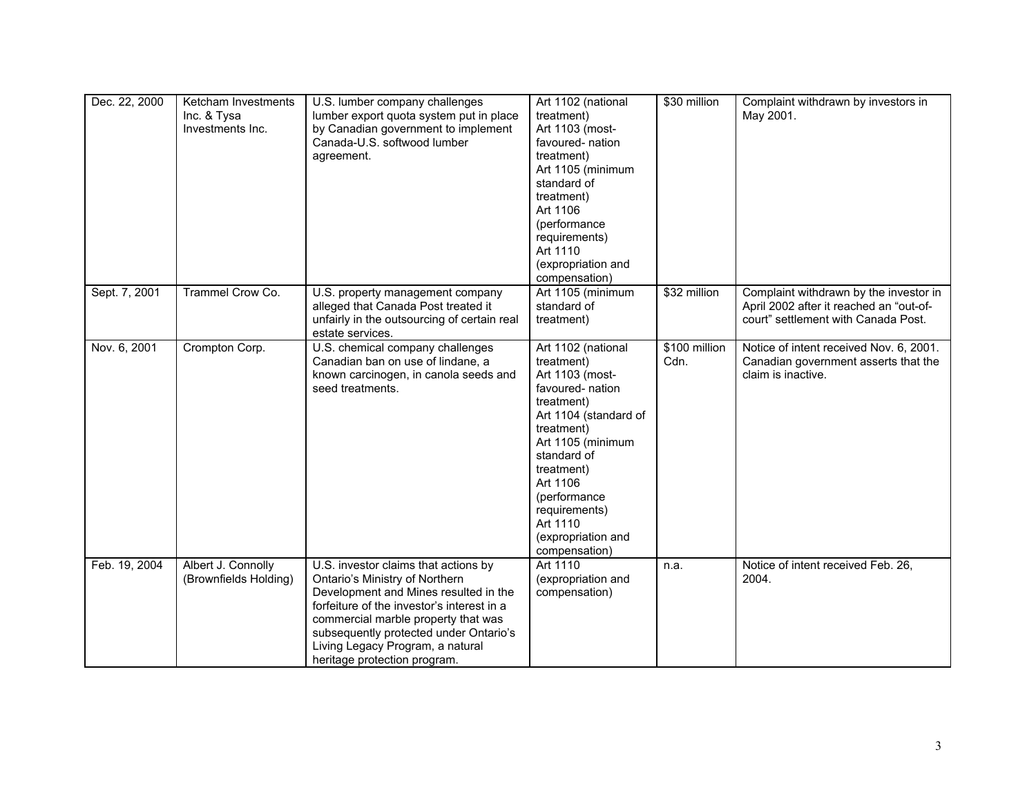| | | | | | |
|---|---|---|---|---|---|
| Dec. 22, 2000 | Ketcham Investments Inc. & Tysa Investments Inc. | U.S. lumber company challenges lumber export quota system put in place by Canadian government to implement Canada-U.S. softwood lumber agreement. | Art 1102 (national treatment)<br>Art 1103 (most-favoured- nation treatment)<br>Art 1105 (minimum standard of treatment)<br>Art 1106 (performance requirements)<br>Art 1110 (expropriation and compensation) | $30 million | Complaint withdrawn by investors in May 2001. |
| Sept. 7, 2001 | Trammel Crow Co. | U.S. property management company alleged that Canada Post treated it unfairly in the outsourcing of certain real estate services. | Art 1105 (minimum standard of treatment) | $32 million | Complaint withdrawn by the investor in April 2002 after it reached an "out-of-court" settlement with Canada Post. |
| Nov. 6, 2001 | Crompton Corp. | U.S. chemical company challenges Canadian ban on use of lindane, a known carcinogen, in canola seeds and seed treatments. | Art 1102 (national treatment)<br>Art 1103 (most-favoured- nation treatment)<br>Art 1104 (standard of treatment)<br>Art 1105 (minimum standard of treatment)<br>Art 1106 (performance requirements)<br>Art 1110 (expropriation and compensation) | $100 million Cdn. | Notice of intent received Nov. 6, 2001. Canadian government asserts that the claim is inactive. |
| Feb. 19, 2004 | Albert J. Connolly (Brownfields Holding) | U.S. investor claims that actions by Ontario's Ministry of Northern Development and Mines resulted in the forfeiture of the investor's interest in a commercial marble property that was subsequently protected under Ontario's Living Legacy Program, a natural heritage protection program. | Art 1110 (expropriation and compensation) | n.a. | Notice of intent received Feb. 26, 2004. |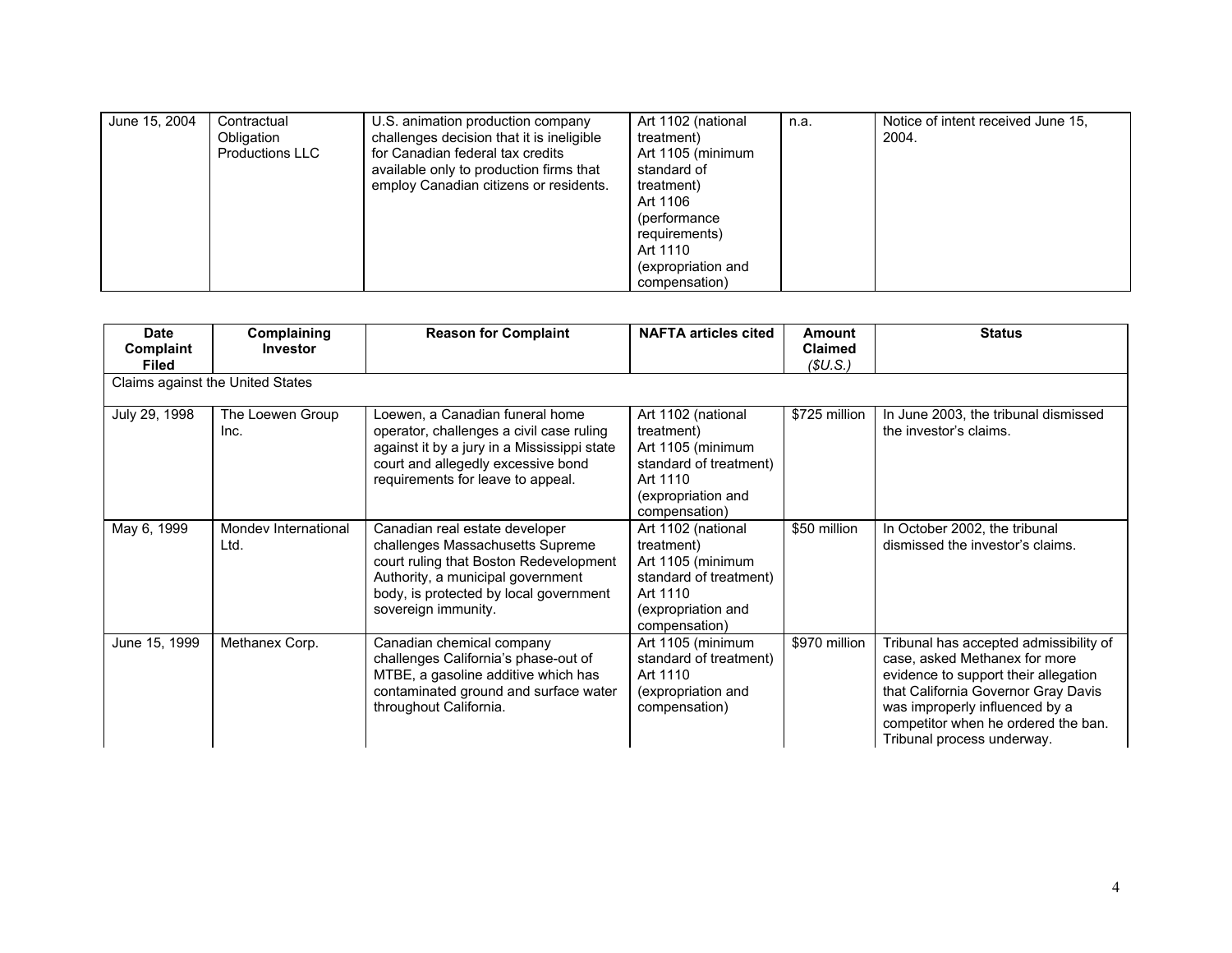| June 15, 2004 | Contractual Obligation Productions LLC | U.S. animation production company challenges decision that it is ineligible for Canadian federal tax credits available only to production firms that employ Canadian citizens or residents. | Art 1102 (national treatment) Art 1105 (minimum standard of treatment) Art 1106 (performance requirements) Art 1110 (expropriation and compensation) | n.a. | Notice of intent received June 15, 2004. |
|---|---|---|---|---|---|

| Date Complaint Filed | Complaining Investor | Reason for Complaint | NAFTA articles cited | Amount Claimed *($U.S.)* | Status |
|---|---|---|---|---|---|
| Claims against the United States | | | | | |
| July 29, 1998 | The Loewen Group Inc. | Loewen, a Canadian funeral home operator, challenges a civil case ruling against it by a jury in a Mississippi state court and allegedly excessive bond requirements for leave to appeal. | Art 1102 (national treatment) Art 1105 (minimum standard of treatment) Art 1110 (expropriation and compensation) | $725 million | In June 2003, the tribunal dismissed the investor's claims. |
| May 6, 1999 | Mondev International Ltd. | Canadian real estate developer challenges Massachusetts Supreme court ruling that Boston Redevelopment Authority, a municipal government body, is protected by local government sovereign immunity. | Art 1102 (national treatment) Art 1105 (minimum standard of treatment) Art 1110 (expropriation and compensation) | $50 million | In October 2002, the tribunal dismissed the investor's claims. |
| June 15, 1999 | Methanex Corp. | Canadian chemical company challenges California's phase-out of MTBE, a gasoline additive which has contaminated ground and surface water throughout California. | Art 1105 (minimum standard of treatment) Art 1110 (expropriation and compensation) | $970 million | Tribunal has accepted admissibility of case, asked Methanex for more evidence to support their allegation that California Governor Gray Davis was improperly influenced by a competitor when he ordered the ban. Tribunal process underway. |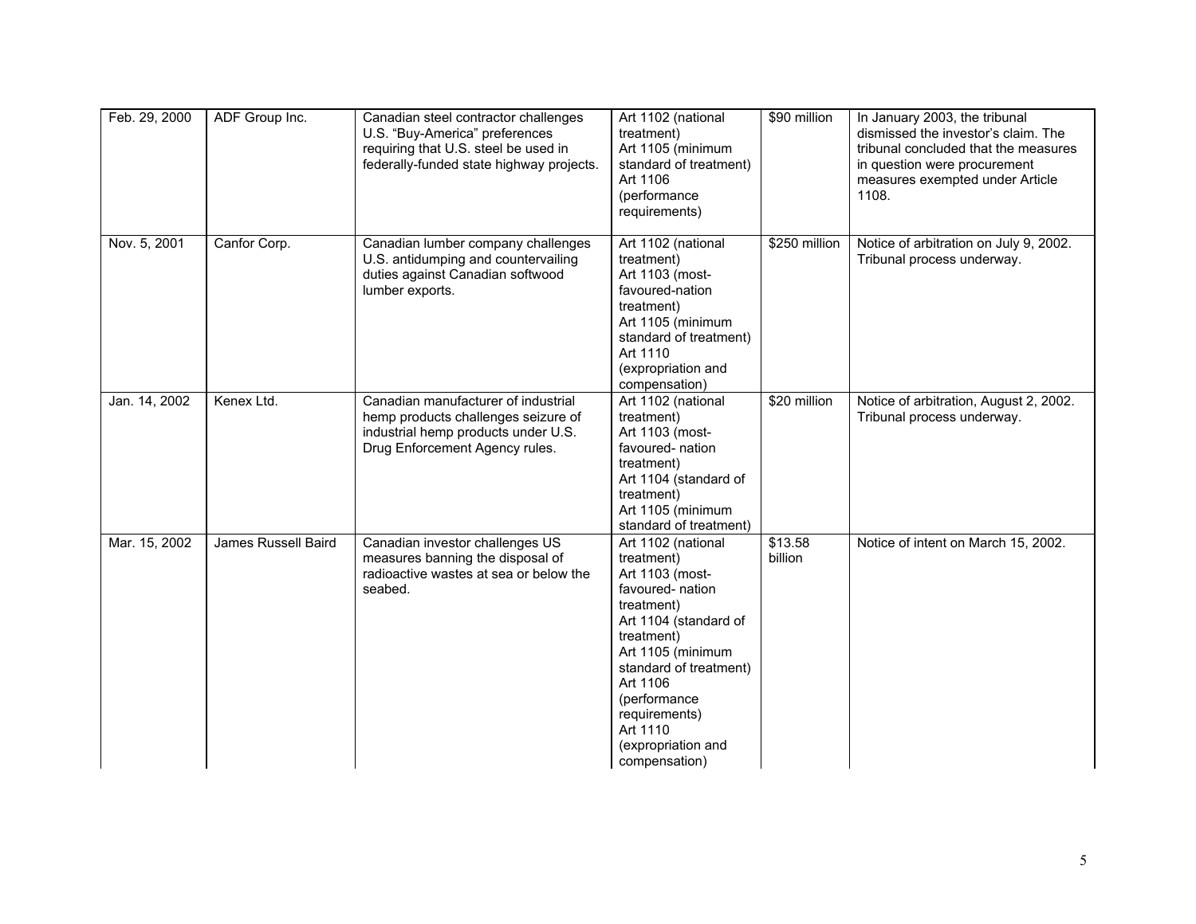| | | | | | |
|---|---|---|---|---|---|
| Feb. 29, 2000 | ADF Group Inc. | Canadian steel contractor challenges U.S. "Buy-America" preferences requiring that U.S. steel be used in federally-funded state highway projects. | Art 1102 (national treatment) Art 1105 (minimum standard of treatment) Art 1106 (performance requirements) | $90 million | In January 2003, the tribunal dismissed the investor's claim. The tribunal concluded that the measures in question were procurement measures exempted under Article 1108. |
| Nov. 5, 2001 | Canfor Corp. | Canadian lumber company challenges U.S. antidumping and countervailing duties against Canadian softwood lumber exports. | Art 1102 (national treatment) Art 1103 (most-favoured-nation treatment) Art 1105 (minimum standard of treatment) Art 1110 (expropriation and compensation) | $250 million | Notice of arbitration on July 9, 2002. Tribunal process underway. |
| Jan. 14, 2002 | Kenex Ltd. | Canadian manufacturer of industrial hemp products challenges seizure of industrial hemp products under U.S. Drug Enforcement Agency rules. | Art 1102 (national treatment) Art 1103 (most-favoured- nation treatment) Art 1104 (standard of treatment) Art 1105 (minimum standard of treatment) | $20 million | Notice of arbitration, August 2, 2002. Tribunal process underway. |
| Mar. 15, 2002 | James Russell Baird | Canadian investor challenges US measures banning the disposal of radioactive wastes at sea or below the seabed. | Art 1102 (national treatment) Art 1103 (most-favoured- nation treatment) Art 1104 (standard of treatment) Art 1105 (minimum standard of treatment) Art 1106 (performance requirements) Art 1110 (expropriation and compensation) | $13.58 billion | Notice of intent on March 15, 2002. |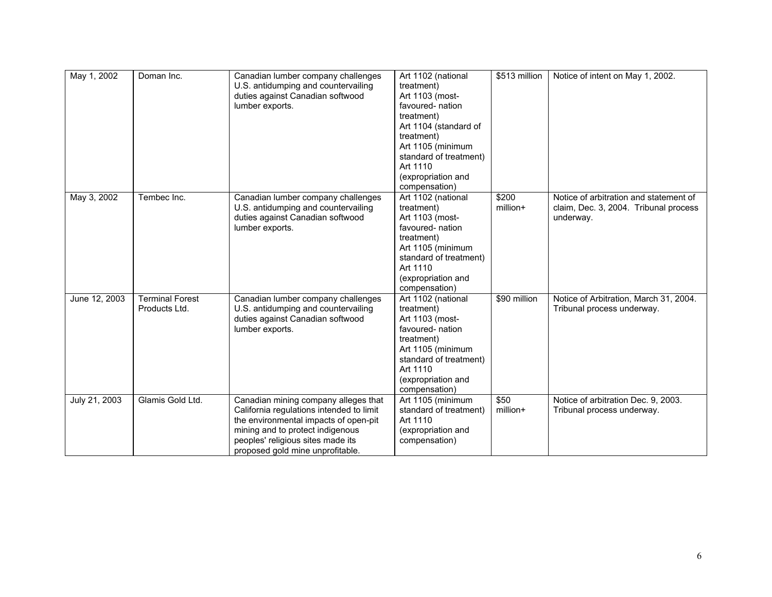| May 1, 2002 | Doman Inc. | Canadian lumber company challenges U.S. antidumping and countervailing duties against Canadian softwood lumber exports. | Art 1102 (national treatment) Art 1103 (most-favoured- nation treatment) Art 1104 (standard of treatment) Art 1105 (minimum standard of treatment) Art 1110 (expropriation and compensation) | $513 million | Notice of intent on May 1, 2002. |
|---|---|---|---|---|---|
| May 3, 2002 | Tembec Inc. | Canadian lumber company challenges U.S. antidumping and countervailing duties against Canadian softwood lumber exports. | Art 1102 (national treatment) Art 1103 (most-favoured- nation treatment) Art 1105 (minimum standard of treatment) Art 1110 (expropriation and compensation) | $200 million+ | Notice of arbitration and statement of claim, Dec. 3, 2004. Tribunal process underway. |
| June 12, 2003 | Terminal Forest Products Ltd. | Canadian lumber company challenges U.S. antidumping and countervailing duties against Canadian softwood lumber exports. | Art 1102 (national treatment) Art 1103 (most-favoured- nation treatment) Art 1105 (minimum standard of treatment) Art 1110 (expropriation and compensation) | $90 million | Notice of Arbitration, March 31, 2004. Tribunal process underway. |
| July 21, 2003 | Glamis Gold Ltd. | Canadian mining company alleges that California regulations intended to limit the environmental impacts of open-pit mining and to protect indigenous peoples' religious sites made its proposed gold mine unprofitable. | Art 1105 (minimum standard of treatment) Art 1110 (expropriation and compensation) | $50 million+ | Notice of arbitration Dec. 9, 2003. Tribunal process underway. |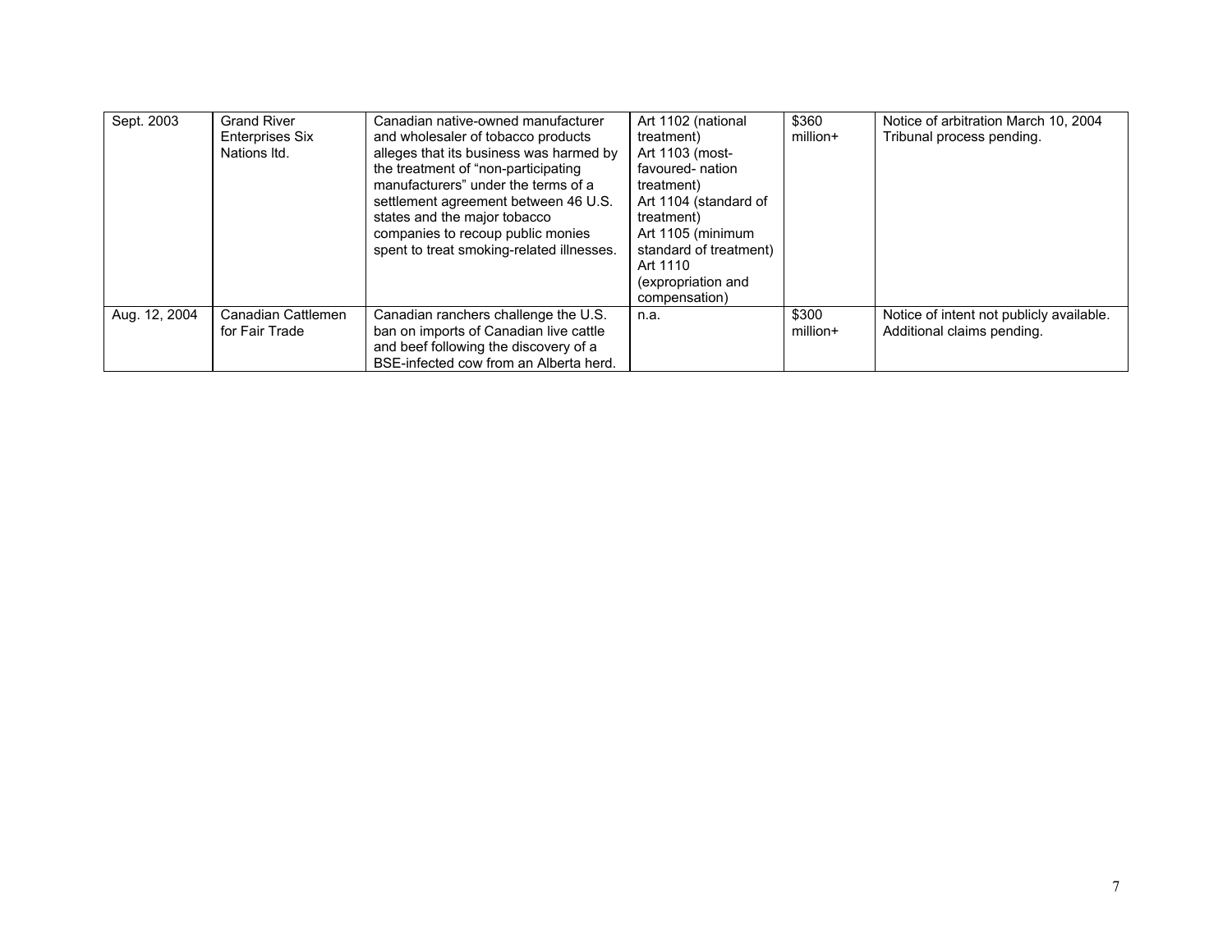| | | | | | |
|---|---|---|---|---|---|
| Sept. 2003 | Grand River Enterprises Six Nations ltd. | Canadian native-owned manufacturer and wholesaler of tobacco products alleges that its business was harmed by the treatment of "non-participating manufacturers" under the terms of a settlement agreement between 46 U.S. states and the major tobacco companies to recoup public monies spent to treat smoking-related illnesses. | Art 1102 (national treatment) Art 1103 (most-favoured- nation treatment) Art 1104 (standard of treatment) Art 1105 (minimum standard of treatment) Art 1110 (expropriation and compensation) | $360 million+ | Notice of arbitration March 10, 2004 Tribunal process pending. |
| Aug. 12, 2004 | Canadian Cattlemen for Fair Trade | Canadian ranchers challenge the U.S. ban on imports of Canadian live cattle and beef following the discovery of a BSE-infected cow from an Alberta herd. | n.a. | $300 million+ | Notice of intent not publicly available. Additional claims pending. |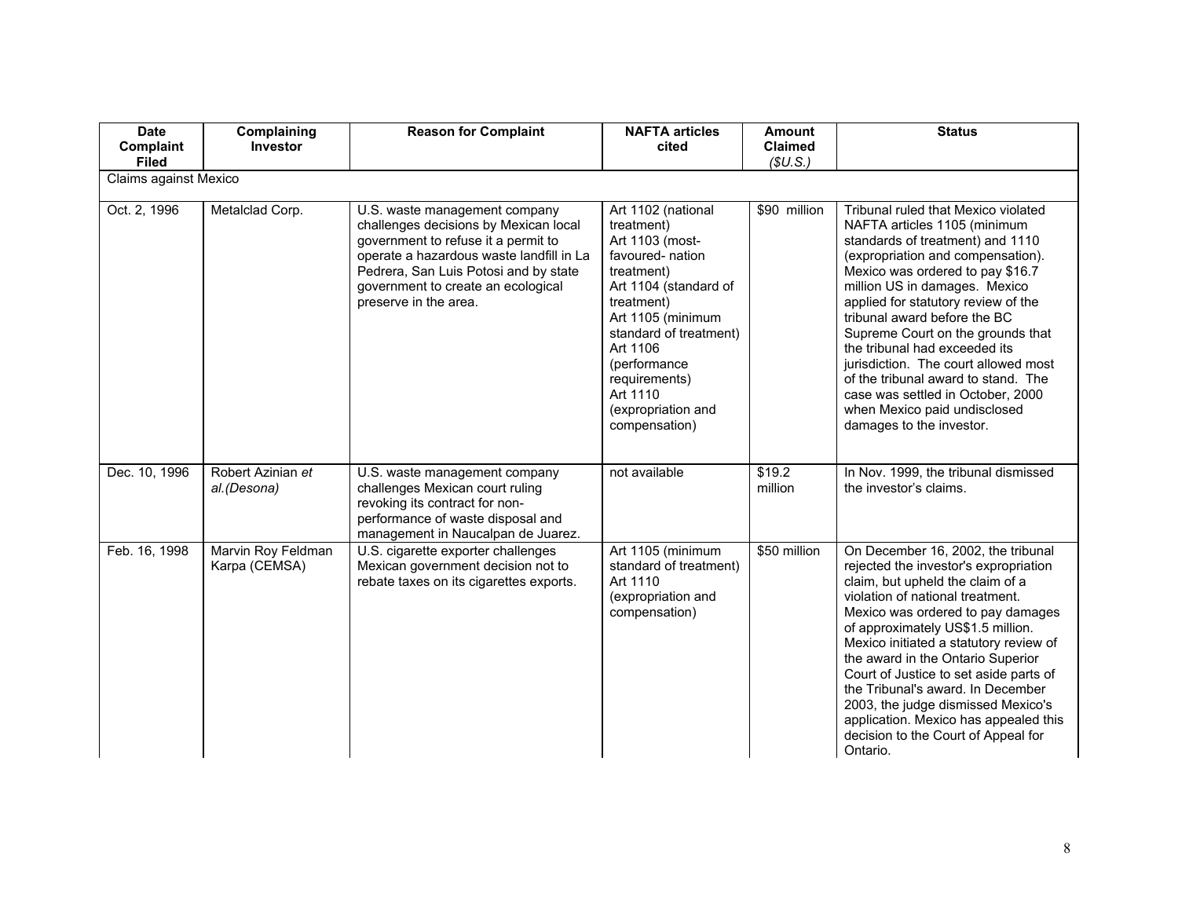| Date Complaint Filed | Complaining Investor | Reason for Complaint | NAFTA articles cited | Amount Claimed *($U.S.)* | Status |
|---|---|---|---|---|---|
| Claims against Mexico | | | | | |
| Oct. 2, 1996 | Metalclad Corp. | U.S. waste management company challenges decisions by Mexican local government to refuse it a permit to operate a hazardous waste landfill in La Pedrera, San Luis Potosi and by state government to create an ecological preserve in the area. | Art 1102 (national treatment) Art 1103 (most-favoured- nation treatment) Art 1104 (standard of treatment) Art 1105 (minimum standard of treatment) Art 1106 (performance requirements) Art 1110 (expropriation and compensation) | $90 million | Tribunal ruled that Mexico violated NAFTA articles 1105 (minimum standards of treatment) and 1110 (expropriation and compensation). Mexico was ordered to pay $16.7 million US in damages. Mexico applied for statutory review of the tribunal award before the BC Supreme Court on the grounds that the tribunal had exceeded its jurisdiction. The court allowed most of the tribunal award to stand. The case was settled in October, 2000 when Mexico paid undisclosed damages to the investor. |
| Dec. 10, 1996 | Robert Azinian *et al.(Desona)* | U.S. waste management company challenges Mexican court ruling revoking its contract for non-performance of waste disposal and management in Naucalpan de Juarez. | not available | $19.2 million | In Nov. 1999, the tribunal dismissed the investor's claims. |
| Feb. 16, 1998 | Marvin Roy Feldman Karpa (CEMSA) | U.S. cigarette exporter challenges Mexican government decision not to rebate taxes on its cigarettes exports. | Art 1105 (minimum standard of treatment) Art 1110 (expropriation and compensation) | $50 million | On December 16, 2002, the tribunal rejected the investor's expropriation claim, but upheld the claim of a violation of national treatment. Mexico was ordered to pay damages of approximately US$1.5 million. Mexico initiated a statutory review of the award in the Ontario Superior Court of Justice to set aside parts of the Tribunal's award. In December 2003, the judge dismissed Mexico's application. Mexico has appealed this decision to the Court of Appeal for Ontario. |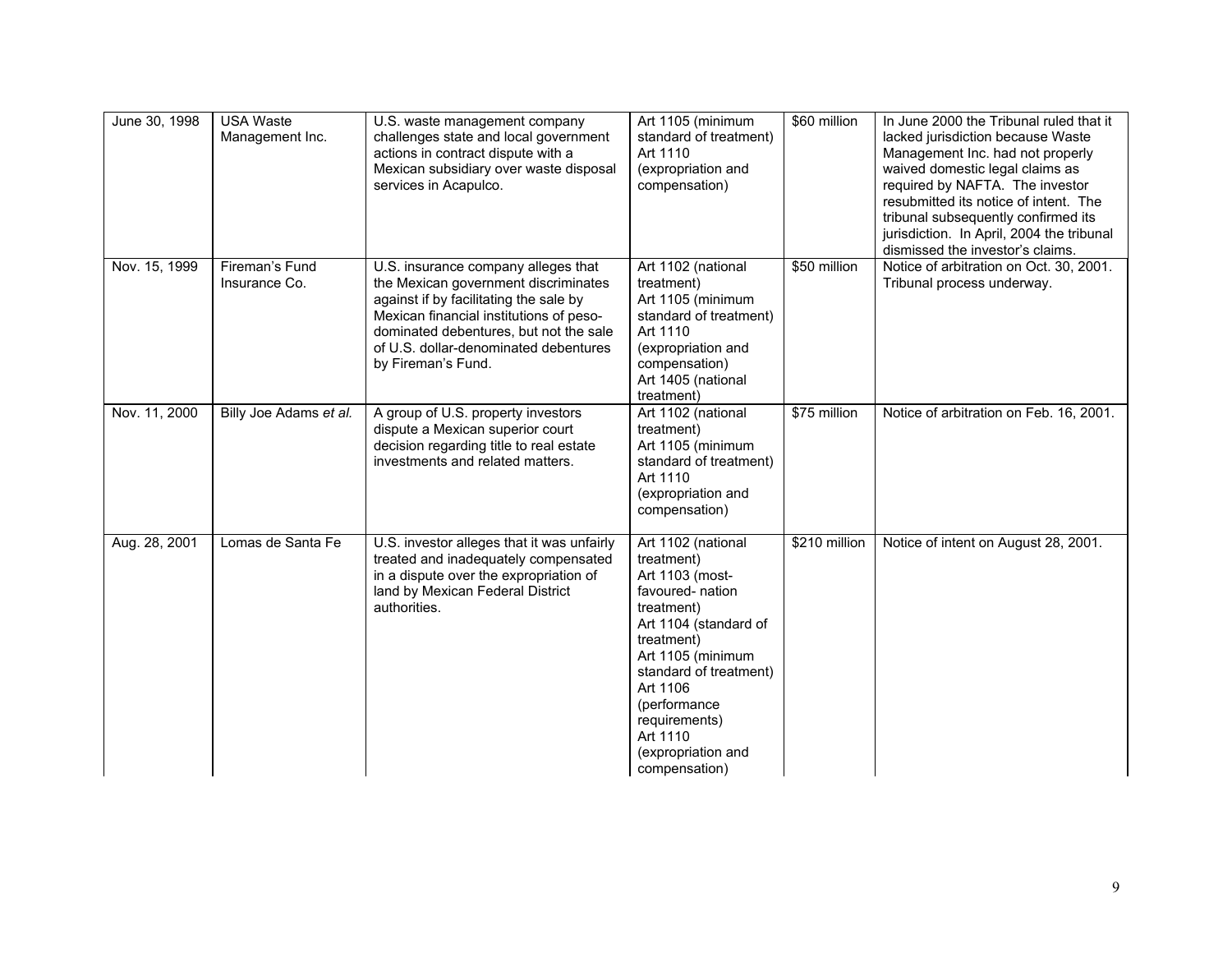| June 30, 1998 | USA Waste Management Inc. | U.S. waste management company challenges state and local government actions in contract dispute with a Mexican subsidiary over waste disposal services in Acapulco. | Art 1105 (minimum standard of treatment) Art 1110 (expropriation and compensation) | $60 million | In June 2000 the Tribunal ruled that it lacked jurisdiction because Waste Management Inc. had not properly waived domestic legal claims as required by NAFTA. The investor resubmitted its notice of intent. The tribunal subsequently confirmed its jurisdiction. In April, 2004 the tribunal dismissed the investor's claims. |
|---|---|---|---|---|---|
| Nov. 15, 1999 | Fireman's Fund Insurance Co. | U.S. insurance company alleges that the Mexican government discriminates against if by facilitating the sale by Mexican financial institutions of peso-dominated debentures, but not the sale of U.S. dollar-denominated debentures by Fireman's Fund. | Art 1102 (national treatment) Art 1105 (minimum standard of treatment) Art 1110 (expropriation and compensation) Art 1405 (national treatment) | $50 million | Notice of arbitration on Oct. 30, 2001. Tribunal process underway. |
| Nov. 11, 2000 | Billy Joe Adams *et al.* | A group of U.S. property investors dispute a Mexican superior court decision regarding title to real estate investments and related matters. | Art 1102 (national treatment) Art 1105 (minimum standard of treatment) Art 1110 (expropriation and compensation) | $75 million | Notice of arbitration on Feb. 16, 2001. |
| Aug. 28, 2001 | Lomas de Santa Fe | U.S. investor alleges that it was unfairly treated and inadequately compensated in a dispute over the expropriation of land by Mexican Federal District authorities. | Art 1102 (national treatment) Art 1103 (most-favoured- nation treatment) Art 1104 (standard of treatment) Art 1105 (minimum standard of treatment) Art 1106 (performance requirements) Art 1110 (expropriation and compensation) | $210 million | Notice of intent on August 28, 2001. |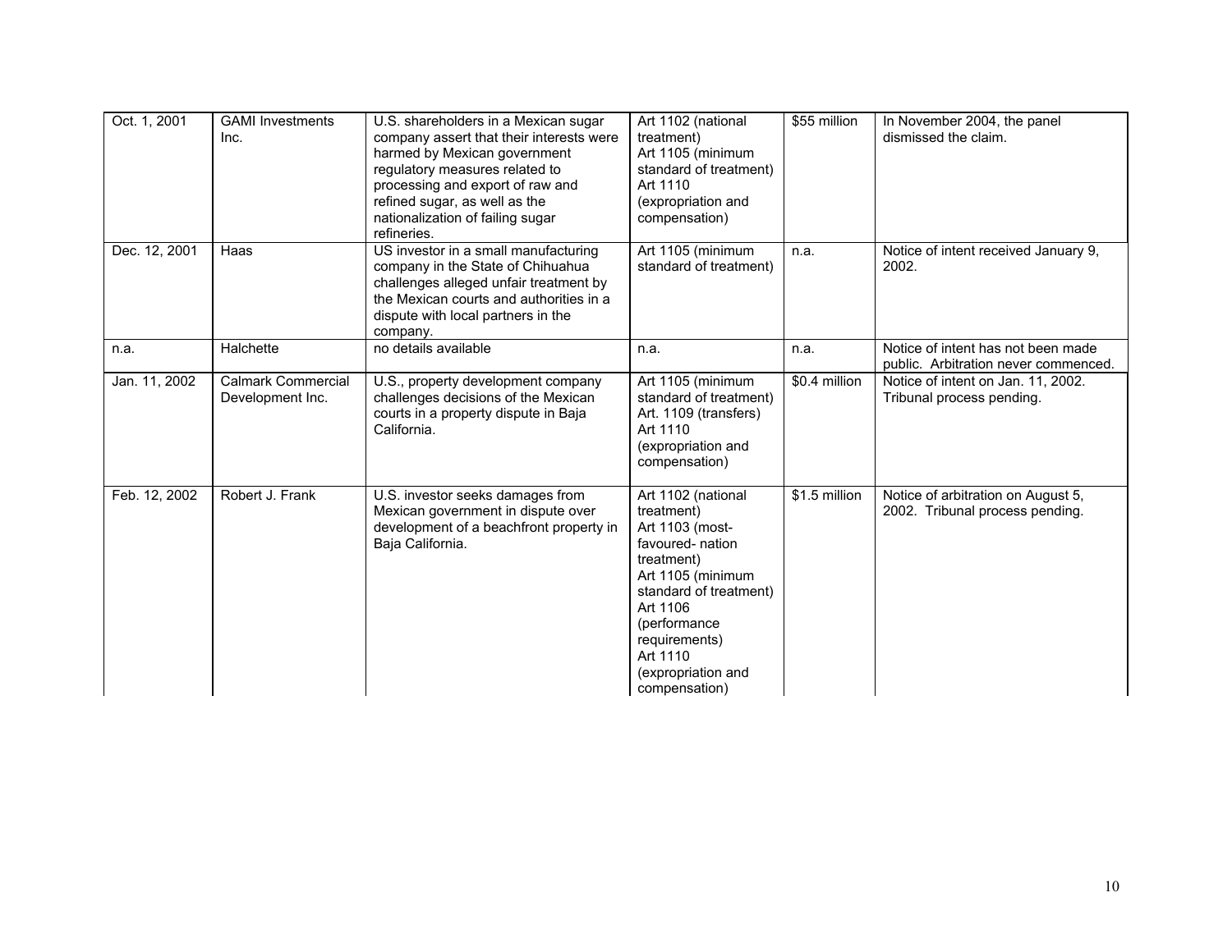| | | | | | |
|---|---|---|---|---|---|
| Oct. 1, 2001 | GAMI Investments Inc. | U.S. shareholders in a Mexican sugar company assert that their interests were harmed by Mexican government regulatory measures related to processing and export of raw and refined sugar, as well as the nationalization of failing sugar refineries. | Art 1102 (national treatment)<br>Art 1105 (minimum standard of treatment)<br>Art 1110 (expropriation and compensation) | $55 million | In November 2004, the panel dismissed the claim. |
| Dec. 12, 2001 | Haas | US investor in a small manufacturing company in the State of Chihuahua challenges alleged unfair treatment by the Mexican courts and authorities in a dispute with local partners in the company. | Art 1105 (minimum standard of treatment) | n.a. | Notice of intent received January 9, 2002. |
| n.a. | Halchette | no details available | n.a. | n.a. | Notice of intent has not been made public. Arbitration never commenced. |
| Jan. 11, 2002 | Calmark Commercial Development Inc. | U.S., property development company challenges decisions of the Mexican courts in a property dispute in Baja California. | Art 1105 (minimum standard of treatment)<br>Art. 1109 (transfers)<br>Art 1110 (expropriation and compensation) | $0.4 million | Notice of intent on Jan. 11, 2002. Tribunal process pending. |
| Feb. 12, 2002 | Robert J. Frank | U.S. investor seeks damages from Mexican government in dispute over development of a beachfront property in Baja California. | Art 1102 (national treatment)<br>Art 1103 (most-favoured- nation treatment)<br>Art 1105 (minimum standard of treatment)<br>Art 1106 (performance requirements)<br>Art 1110 (expropriation and compensation) | $1.5 million | Notice of arbitration on August 5, 2002. Tribunal process pending. |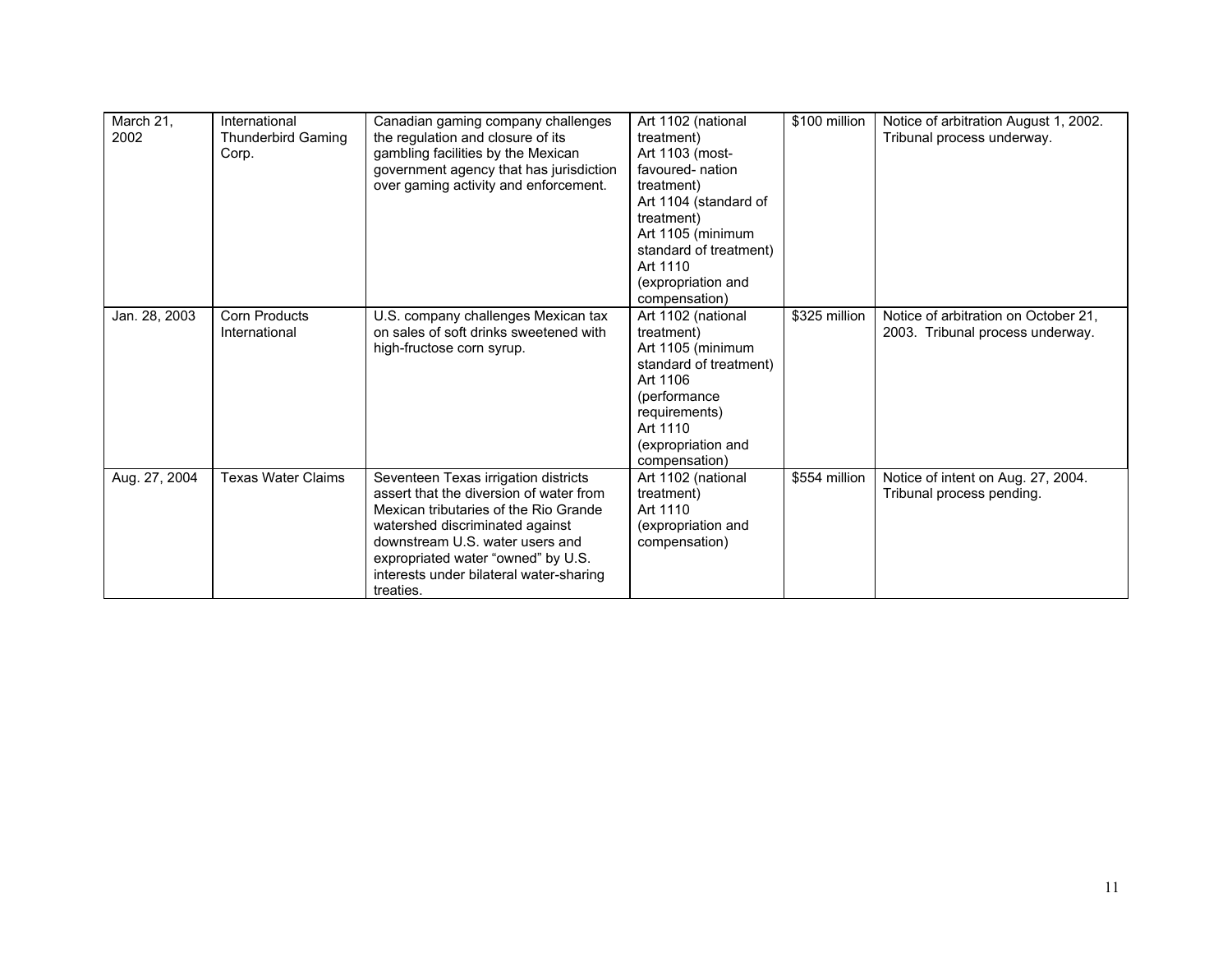| | | | | | |
|---|---|---|---|---|---|
| March 21, 2002 | International Thunderbird Gaming Corp. | Canadian gaming company challenges the regulation and closure of its gambling facilities by the Mexican government agency that has jurisdiction over gaming activity and enforcement. | Art 1102 (national treatment)<br>Art 1103 (most-favoured- nation treatment)<br>Art 1104 (standard of treatment)<br>Art 1105 (minimum standard of treatment)<br>Art 1110 (expropriation and compensation) | $100 million | Notice of arbitration August 1, 2002. Tribunal process underway. |
| Jan. 28, 2003 | Corn Products International | U.S. company challenges Mexican tax on sales of soft drinks sweetened with high-fructose corn syrup. | Art 1102 (national treatment)<br>Art 1105 (minimum standard of treatment)<br>Art 1106 (performance requirements)<br>Art 1110 (expropriation and compensation) | $325 million | Notice of arbitration on October 21, 2003. Tribunal process underway. |
| Aug. 27, 2004 | Texas Water Claims | Seventeen Texas irrigation districts assert that the diversion of water from Mexican tributaries of the Rio Grande watershed discriminated against downstream U.S. water users and expropriated water "owned" by U.S. interests under bilateral water-sharing treaties. | Art 1102 (national treatment)<br>Art 1110 (expropriation and compensation) | $554 million | Notice of intent on Aug. 27, 2004. Tribunal process pending. |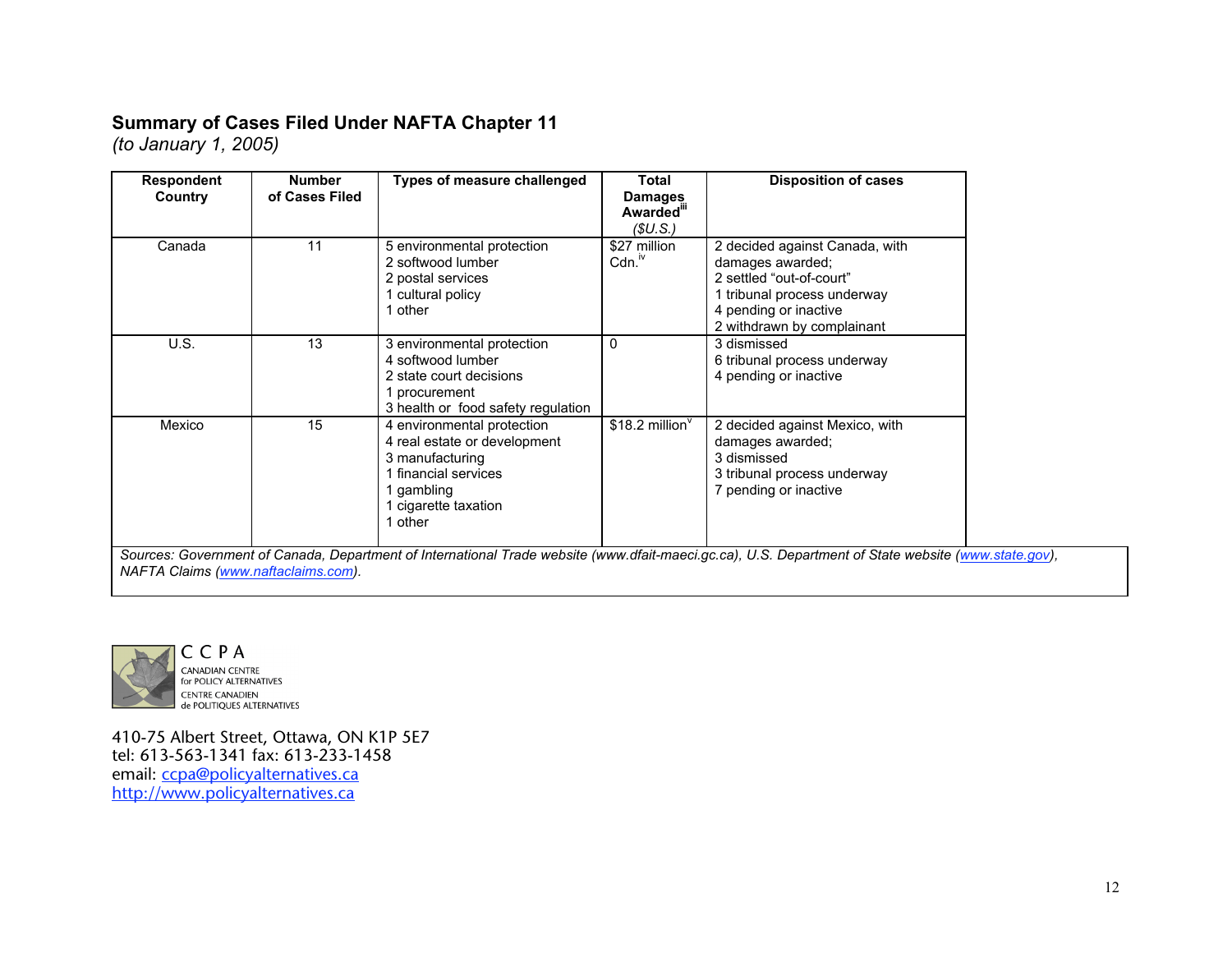## Summary of Cases Filed Under NAFTA Chapter 11

*(to January 1, 2005)*

| Respondent Country | Number of Cases Filed | Types of measure challenged | Total Damages Awarded[iii] *($U.S.)* | Disposition of cases |
|---|---|---|---|---|
| Canada | 11 | 5 environmental protection<br>2 softwood lumber<br>2 postal services<br>1 cultural policy<br>1 other | $27 million Cdn.[iv] | 2 decided against Canada, with damages awarded;<br>2 settled "out-of-court"<br>1 tribunal process underway<br>4 pending or inactive<br>2 withdrawn by complainant |
| U.S. | 13 | 3 environmental protection<br>4 softwood lumber<br>2 state court decisions<br>1 procurement<br>3 health or food safety regulation | 0 | 3 dismissed<br>6 tribunal process underway<br>4 pending or inactive |
| Mexico | 15 | 4 environmental protection<br>4 real estate or development<br>3 manufacturing<br>1 financial services<br>1 gambling<br>1 cigarette taxation<br>1 other | $18.2 million[v] | 2 decided against Mexico, with damages awarded;<br>3 dismissed<br>3 tribunal process underway<br>7 pending or inactive |

*Sources: Government of Canada, Department of International Trade website (www.dfait-maeci.gc.ca), U.S. Department of State website (www.state.gov), NAFTA Claims (www.naftaclaims.com).*

CCPA
CANADIAN CENTRE for POLICY ALTERNATIVES
CENTRE CANADIEN de POLITIQUES ALTERNATIVES

410-75 Albert Street, Ottawa, ON K1P 5E7
tel: 613-563-1341 fax: 613-233-1458
email: ccpa@policyalternatives.ca
http://www.policyalternatives.ca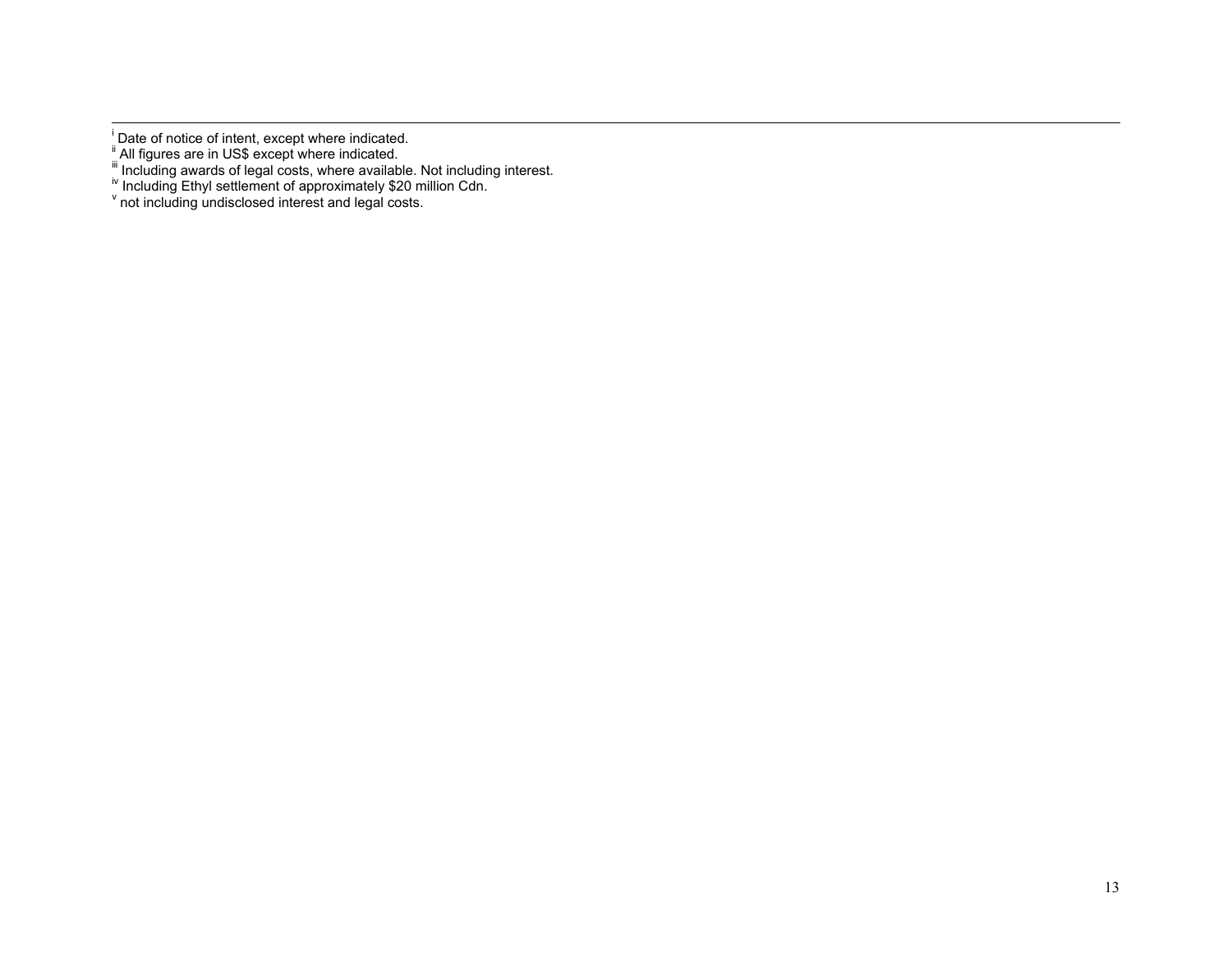---

[i] Date of notice of intent, except where indicated.
[ii] All figures are in US$ except where indicated.
[iii] Including awards of legal costs, where available. Not including interest.
[iv] Including Ethyl settlement of approximately $20 million Cdn.
[v] not including undisclosed interest and legal costs.